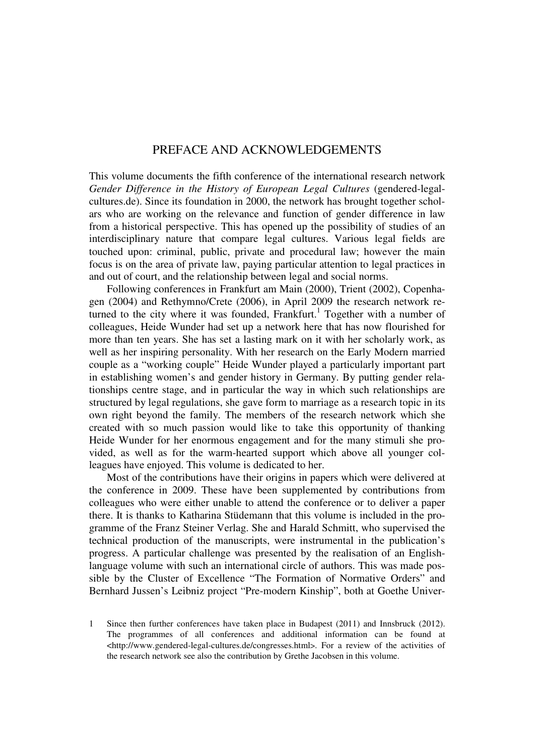# PREFACE AND ACKNOWLEDGEMENTS

This volume documents the fifth conference of the international research network *Gender Difference in the History of European Legal Cultures* (gendered-legal-cultures.de). Since its foundation in 2000, the network has brought together scholars who are working on the relevance and function of gender difference in law from a historical perspective. This has opened up the possibility of studies of an interdisciplinary nature that compare legal cultures. Various legal fields are touched upon: criminal, public, private and procedural law; however the main focus is on the area of private law, paying particular attention to legal practices in and out of court, and the relationship between legal and social norms.

Following conferences in Frankfurt am Main (2000), Trient (2002), Copenhagen (2004) and Rethymno/Crete (2006), in April 2009 the research network returned to the city where it was founded, Frankfurt.[1] Together with a number of colleagues, Heide Wunder had set up a network here that has now flourished for more than ten years. She has set a lasting mark on it with her scholarly work, as well as her inspiring personality. With her research on the Early Modern married couple as a "working couple" Heide Wunder played a particularly important part in establishing women's and gender history in Germany. By putting gender relationships centre stage, and in particular the way in which such relationships are structured by legal regulations, she gave form to marriage as a research topic in its own right beyond the family. The members of the research network which she created with so much passion would like to take this opportunity of thanking Heide Wunder for her enormous engagement and for the many stimuli she provided, as well as for the warm-hearted support which above all younger colleagues have enjoyed. This volume is dedicated to her.

Most of the contributions have their origins in papers which were delivered at the conference in 2009. These have been supplemented by contributions from colleagues who were either unable to attend the conference or to deliver a paper there. It is thanks to Katharina Stüdemann that this volume is included in the programme of the Franz Steiner Verlag. She and Harald Schmitt, who supervised the technical production of the manuscripts, were instrumental in the publication's progress. A particular challenge was presented by the realisation of an English-language volume with such an international circle of authors. This was made possible by the Cluster of Excellence "The Formation of Normative Orders" and Bernhard Jussen's Leibniz project "Pre-modern Kinship", both at Goethe Univer-

---

1 Since then further conferences have taken place in Budapest (2011) and Innsbruck (2012). The programmes of all conferences and additional information can be found at <http://www.gendered-legal-cultures.de/congresses.html>. For a review of the activities of the research network see also the contribution by Grethe Jacobsen in this volume.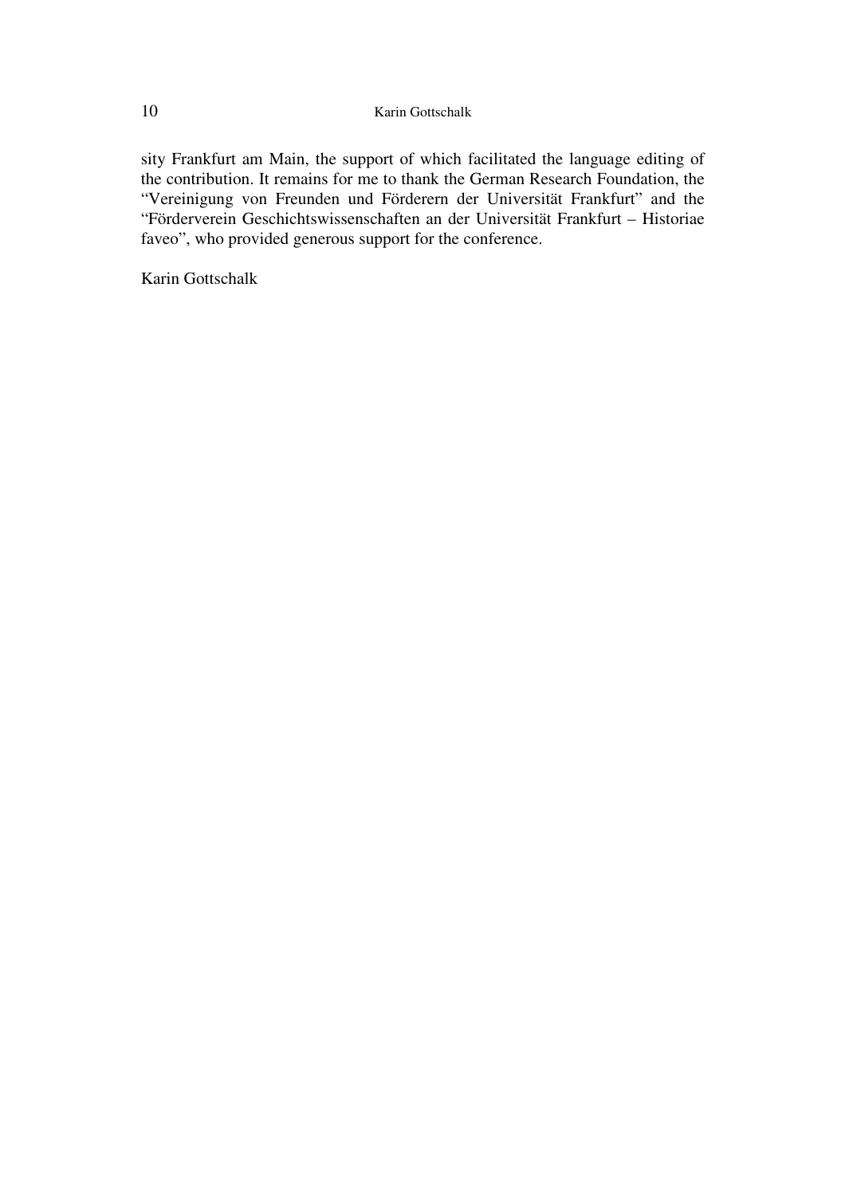sity Frankfurt am Main, the support of which facilitated the language editing of the contribution. It remains for me to thank the German Research Foundation, the "Vereinigung von Freunden und Förderern der Universität Frankfurt" and the "Förderverein Geschichtswissenschaften an der Universität Frankfurt – Historiae faveo", who provided generous support for the conference.

Karin Gottschalk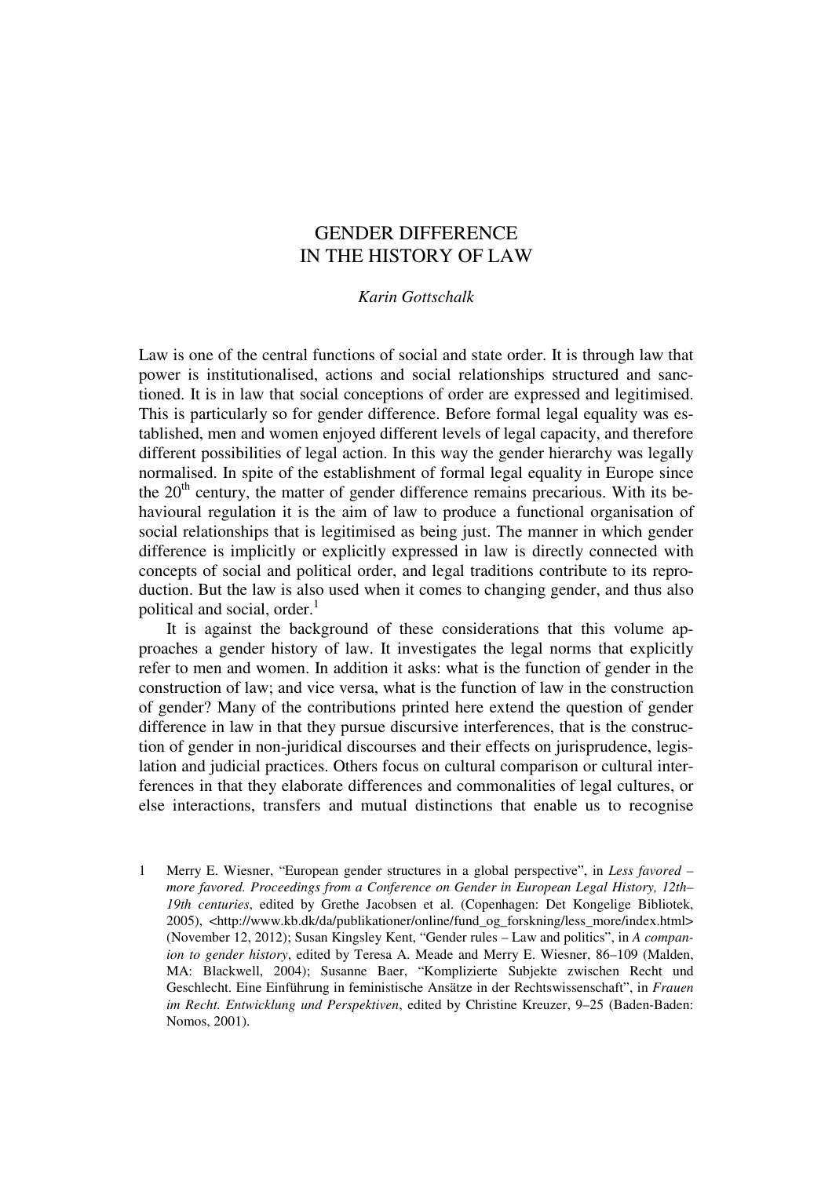# GENDER DIFFERENCE IN THE HISTORY OF LAW

*Karin Gottschalk*

Law is one of the central functions of social and state order. It is through law that power is institutionalised, actions and social relationships structured and sanctioned. It is in law that social conceptions of order are expressed and legitimised. This is particularly so for gender difference. Before formal legal equality was established, men and women enjoyed different levels of legal capacity, and therefore different possibilities of legal action. In this way the gender hierarchy was legally normalised. In spite of the establishment of formal legal equality in Europe since the 20th century, the matter of gender difference remains precarious. With its behavioural regulation it is the aim of law to produce a functional organisation of social relationships that is legitimised as being just. The manner in which gender difference is implicitly or explicitly expressed in law is directly connected with concepts of social and political order, and legal traditions contribute to its reproduction. But the law is also used when it comes to changing gender, and thus also political and social, order.[1]

It is against the background of these considerations that this volume approaches a gender history of law. It investigates the legal norms that explicitly refer to men and women. In addition it asks: what is the function of gender in the construction of law; and vice versa, what is the function of law in the construction of gender? Many of the contributions printed here extend the question of gender difference in law in that they pursue discursive interferences, that is the construction of gender in non-juridical discourses and their effects on jurisprudence, legislation and judicial practices. Others focus on cultural comparison or cultural interferences in that they elaborate differences and commonalities of legal cultures, or else interactions, transfers and mutual distinctions that enable us to recognise

1 Merry E. Wiesner, "European gender structures in a global perspective", in *Less favored – more favored. Proceedings from a Conference on Gender in European Legal History, 12th–19th centuries*, edited by Grethe Jacobsen et al. (Copenhagen: Det Kongelige Bibliotek, 2005), <http://www.kb.dk/da/publikationer/online/fund_og_forskning/less_more/index.html> (November 12, 2012); Susan Kingsley Kent, "Gender rules – Law and politics", in *A companion to gender history*, edited by Teresa A. Meade and Merry E. Wiesner, 86–109 (Malden, MA: Blackwell, 2004); Susanne Baer, "Komplizierte Subjekte zwischen Recht und Geschlecht. Eine Einführung in feministische Ansätze in der Rechtswissenschaft", in *Frauen im Recht. Entwicklung und Perspektiven*, edited by Christine Kreuzer, 9–25 (Baden-Baden: Nomos, 2001).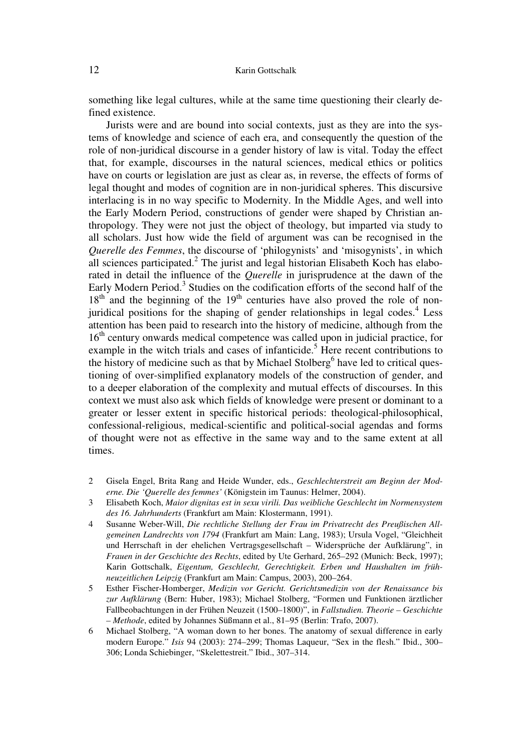something like legal cultures, while at the same time questioning their clearly defined existence.

Jurists were and are bound into social contexts, just as they are into the systems of knowledge and science of each era, and consequently the question of the role of non-juridical discourse in a gender history of law is vital. Today the effect that, for example, discourses in the natural sciences, medical ethics or politics have on courts or legislation are just as clear as, in reverse, the effects of forms of legal thought and modes of cognition are in non-juridical spheres. This discursive interlacing is in no way specific to Modernity. In the Middle Ages, and well into the Early Modern Period, constructions of gender were shaped by Christian anthropology. They were not just the object of theology, but imparted via study to all scholars. Just how wide the field of argument was can be recognised in the *Querelle des Femmes*, the discourse of 'philogynists' and 'misogynists', in which all sciences participated.[2] The jurist and legal historian Elisabeth Koch has elaborated in detail the influence of the *Querelle* in jurisprudence at the dawn of the Early Modern Period.[3] Studies on the codification efforts of the second half of the 18th and the beginning of the 19th centuries have also proved the role of non-juridical positions for the shaping of gender relationships in legal codes.[4] Less attention has been paid to research into the history of medicine, although from the 16th century onwards medical competence was called upon in judicial practice, for example in the witch trials and cases of infanticide.[5] Here recent contributions to the history of medicine such as that by Michael Stolberg[6] have led to critical questioning of over-simplified explanatory models of the construction of gender, and to a deeper elaboration of the complexity and mutual effects of discourses. In this context we must also ask which fields of knowledge were present or dominant to a greater or lesser extent in specific historical periods: theological-philosophical, confessional-religious, medical-scientific and political-social agendas and forms of thought were not as effective in the same way and to the same extent at all times.

2 Gisela Engel, Brita Rang and Heide Wunder, eds., *Geschlechterstreit am Beginn der Moderne. Die 'Querelle des femmes'* (Königstein im Taunus: Helmer, 2004).

3 Elisabeth Koch, *Maior dignitas est in sexu virili. Das weibliche Geschlecht im Normensystem des 16. Jahrhunderts* (Frankfurt am Main: Klostermann, 1991).

4 Susanne Weber-Will, *Die rechtliche Stellung der Frau im Privatrecht des Preußischen Allgemeinen Landrechts von 1794* (Frankfurt am Main: Lang, 1983); Ursula Vogel, "Gleichheit und Herrschaft in der ehelichen Vertragsgesellschaft – Widersprüche der Aufklärung", in *Frauen in der Geschichte des Rechts*, edited by Ute Gerhard, 265–292 (Munich: Beck, 1997); Karin Gottschalk, *Eigentum, Geschlecht, Gerechtigkeit. Erben und Haushalten im frühneuzeitlichen Leipzig* (Frankfurt am Main: Campus, 2003), 200–264.

5 Esther Fischer-Homberger, *Medizin vor Gericht. Gerichtsmedizin von der Renaissance bis zur Aufklärung* (Bern: Huber, 1983); Michael Stolberg, "Formen und Funktionen ärztlicher Fallbeobachtungen in der Frühen Neuzeit (1500–1800)", in *Fallstudien. Theorie – Geschichte – Methode*, edited by Johannes Süßmann et al., 81–95 (Berlin: Trafo, 2007).

6 Michael Stolberg, "A woman down to her bones. The anatomy of sexual difference in early modern Europe." *Isis* 94 (2003): 274–299; Thomas Laqueur, "Sex in the flesh." Ibid., 300–306; Londa Schiebinger, "Skelettestreit." Ibid., 307–314.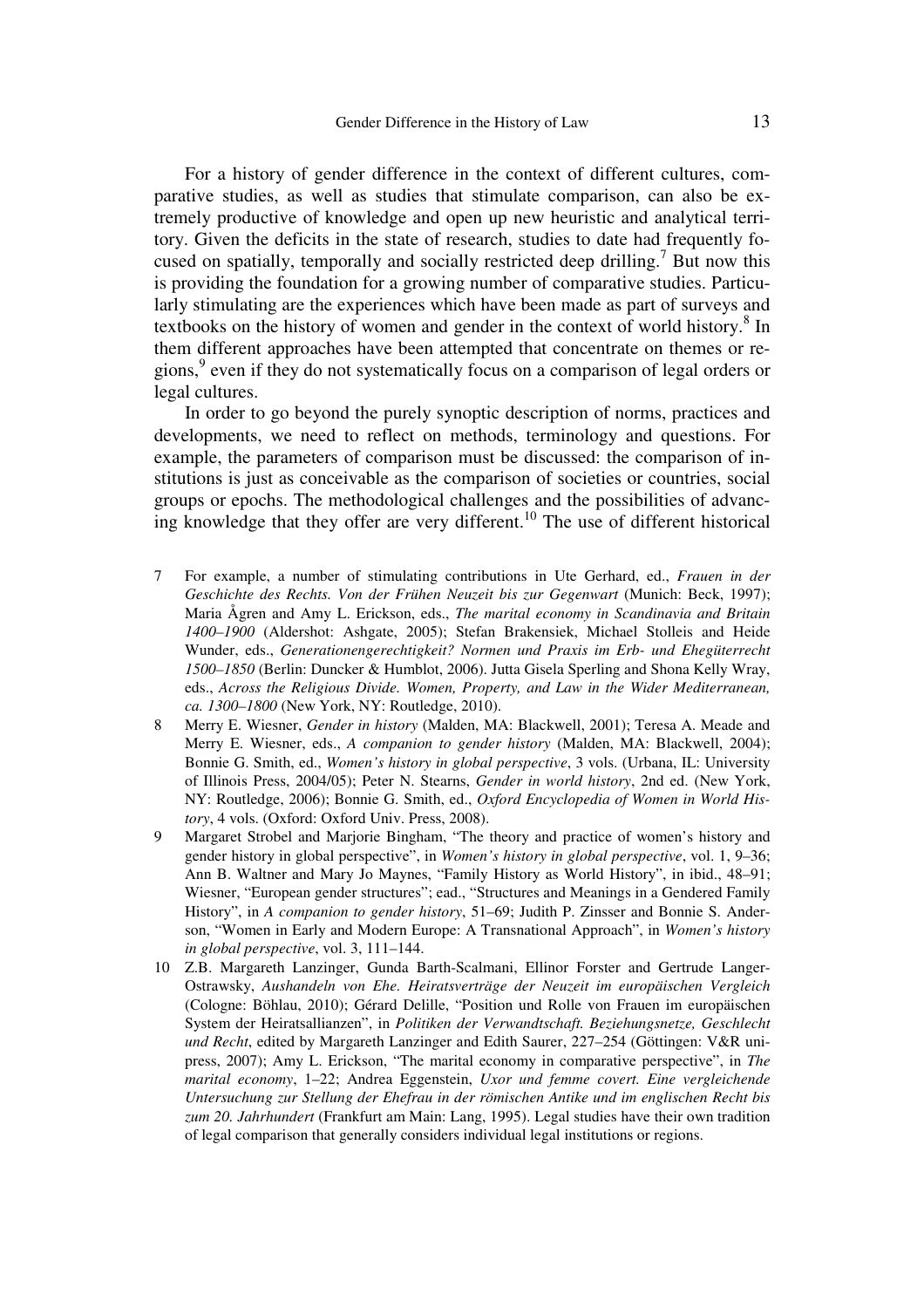For a history of gender difference in the context of different cultures, comparative studies, as well as studies that stimulate comparison, can also be extremely productive of knowledge and open up new heuristic and analytical territory. Given the deficits in the state of research, studies to date had frequently focused on spatially, temporally and socially restricted deep drilling.[7] But now this is providing the foundation for a growing number of comparative studies. Particularly stimulating are the experiences which have been made as part of surveys and textbooks on the history of women and gender in the context of world history.[8] In them different approaches have been attempted that concentrate on themes or regions,[9] even if they do not systematically focus on a comparison of legal orders or legal cultures.

In order to go beyond the purely synoptic description of norms, practices and developments, we need to reflect on methods, terminology and questions. For example, the parameters of comparison must be discussed: the comparison of institutions is just as conceivable as the comparison of societies or countries, social groups or epochs. The methodological challenges and the possibilities of advancing knowledge that they offer are very different.[10] The use of different historical

7 For example, a number of stimulating contributions in Ute Gerhard, ed., *Frauen in der Geschichte des Rechts. Von der Frühen Neuzeit bis zur Gegenwart* (Munich: Beck, 1997); Maria Ågren and Amy L. Erickson, eds., *The marital economy in Scandinavia and Britain 1400–1900* (Aldershot: Ashgate, 2005); Stefan Brakensiek, Michael Stolleis and Heide Wunder, eds., *Generationengerechtigkeit? Normen und Praxis im Erb- und Ehegüterrecht 1500–1850* (Berlin: Duncker & Humblot, 2006). Jutta Gisela Sperling and Shona Kelly Wray, eds., *Across the Religious Divide. Women, Property, and Law in the Wider Mediterranean, ca. 1300–1800* (New York, NY: Routledge, 2010).

8 Merry E. Wiesner, *Gender in history* (Malden, MA: Blackwell, 2001); Teresa A. Meade and Merry E. Wiesner, eds., *A companion to gender history* (Malden, MA: Blackwell, 2004); Bonnie G. Smith, ed., *Women's history in global perspective*, 3 vols. (Urbana, IL: University of Illinois Press, 2004/05); Peter N. Stearns, *Gender in world history*, 2nd ed. (New York, NY: Routledge, 2006); Bonnie G. Smith, ed., *Oxford Encyclopedia of Women in World History*, 4 vols. (Oxford: Oxford Univ. Press, 2008).

9 Margaret Strobel and Marjorie Bingham, "The theory and practice of women's history and gender history in global perspective", in *Women's history in global perspective*, vol. 1, 9–36; Ann B. Waltner and Mary Jo Maynes, "Family History as World History", in ibid., 48–91; Wiesner, "European gender structures"; ead., "Structures and Meanings in a Gendered Family History", in *A companion to gender history*, 51–69; Judith P. Zinsser and Bonnie S. Anderson, "Women in Early and Modern Europe: A Transnational Approach", in *Women's history in global perspective*, vol. 3, 111–144.

10 Z.B. Margareth Lanzinger, Gunda Barth-Scalmani, Ellinor Forster and Gertrude Langer-Ostrawsky, *Aushandeln von Ehe. Heiratsverträge der Neuzeit im europäischen Vergleich* (Cologne: Böhlau, 2010); Gérard Delille, "Position und Rolle von Frauen im europäischen System der Heiratsallianzen", in *Politiken der Verwandtschaft. Beziehungsnetze, Geschlecht und Recht*, edited by Margareth Lanzinger and Edith Saurer, 227–254 (Göttingen: V&R unipress, 2007); Amy L. Erickson, "The marital economy in comparative perspective", in *The marital economy*, 1–22; Andrea Eggenstein, *Uxor und femme covert. Eine vergleichende Untersuchung zur Stellung der Ehefrau in der römischen Antike und im englischen Recht bis zum 20. Jahrhundert* (Frankfurt am Main: Lang, 1995). Legal studies have their own tradition of legal comparison that generally considers individual legal institutions or regions.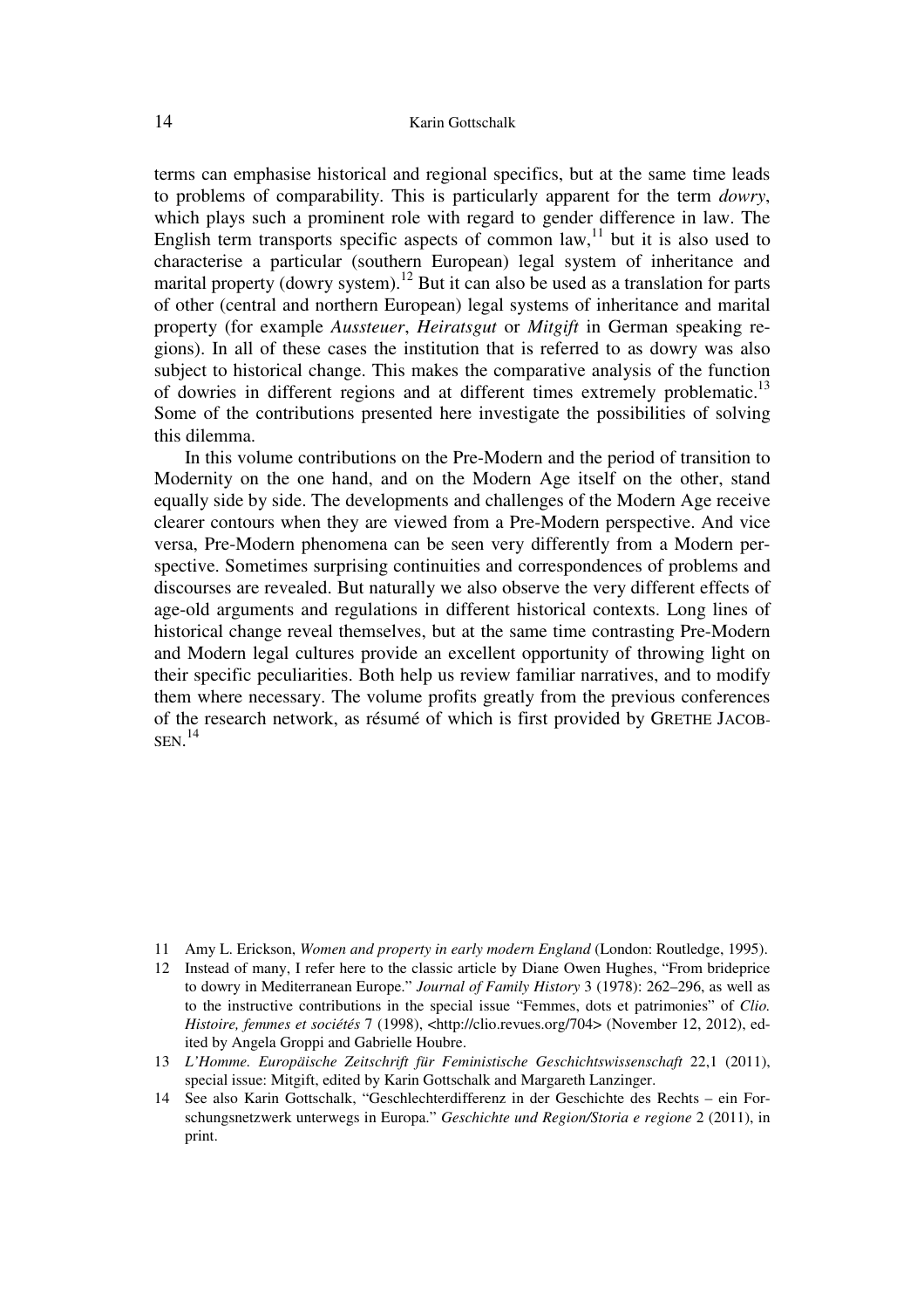terms can emphasise historical and regional specifics, but at the same time leads to problems of comparability. This is particularly apparent for the term *dowry*, which plays such a prominent role with regard to gender difference in law. The English term transports specific aspects of common law,[11] but it is also used to characterise a particular (southern European) legal system of inheritance and marital property (dowry system).[12] But it can also be used as a translation for parts of other (central and northern European) legal systems of inheritance and marital property (for example *Aussteuer*, *Heiratsgut* or *Mitgift* in German speaking regions). In all of these cases the institution that is referred to as dowry was also subject to historical change. This makes the comparative analysis of the function of dowries in different regions and at different times extremely problematic.[13] Some of the contributions presented here investigate the possibilities of solving this dilemma.

In this volume contributions on the Pre-Modern and the period of transition to Modernity on the one hand, and on the Modern Age itself on the other, stand equally side by side. The developments and challenges of the Modern Age receive clearer contours when they are viewed from a Pre-Modern perspective. And vice versa, Pre-Modern phenomena can be seen very differently from a Modern perspective. Sometimes surprising continuities and correspondences of problems and discourses are revealed. But naturally we also observe the very different effects of age-old arguments and regulations in different historical contexts. Long lines of historical change reveal themselves, but at the same time contrasting Pre-Modern and Modern legal cultures provide an excellent opportunity of throwing light on their specific peculiarities. Both help us review familiar narratives, and to modify them where necessary. The volume profits greatly from the previous conferences of the research network, as résumé of which is first provided by GRETHE JACOBSEN.[14]

---

11 Amy L. Erickson, *Women and property in early modern England* (London: Routledge, 1995).

12 Instead of many, I refer here to the classic article by Diane Owen Hughes, "From brideprice to dowry in Mediterranean Europe." *Journal of Family History* 3 (1978): 262–296, as well as to the instructive contributions in the special issue "Femmes, dots et patrimonies" of *Clio. Histoire, femmes et sociétés* 7 (1998), <http://clio.revues.org/704> (November 12, 2012), edited by Angela Groppi and Gabrielle Houbre.

13 *L'Homme. Europäische Zeitschrift für Feministische Geschichtswissenschaft* 22,1 (2011), special issue: Mitgift, edited by Karin Gottschalk and Margareth Lanzinger.

14 See also Karin Gottschalk, "Geschlechterdifferenz in der Geschichte des Rechts – ein Forschungsnetzwerk unterwegs in Europa." *Geschichte und Region/Storia e regione* 2 (2011), in print.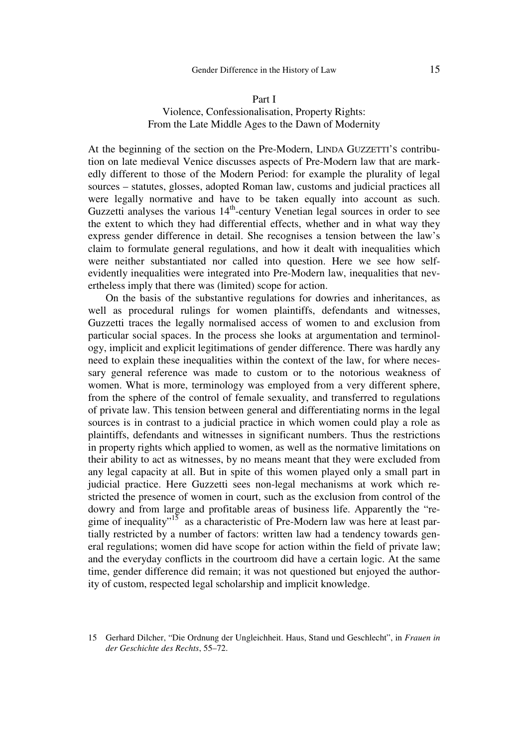## Part I
## Violence, Confessionalisation, Property Rights: From the Late Middle Ages to the Dawn of Modernity

At the beginning of the section on the Pre-Modern, LINDA GUZZETTI'S contribution on late medieval Venice discusses aspects of Pre-Modern law that are markedly different to those of the Modern Period: for example the plurality of legal sources – statutes, glosses, adopted Roman law, customs and judicial practices all were legally normative and have to be taken equally into account as such. Guzzetti analyses the various 14th-century Venetian legal sources in order to see the extent to which they had differential effects, whether and in what way they express gender difference in detail. She recognises a tension between the law's claim to formulate general regulations, and how it dealt with inequalities which were neither substantiated nor called into question. Here we see how self-evidently inequalities were integrated into Pre-Modern law, inequalities that nevertheless imply that there was (limited) scope for action.

On the basis of the substantive regulations for dowries and inheritances, as well as procedural rulings for women plaintiffs, defendants and witnesses, Guzzetti traces the legally normalised access of women to and exclusion from particular social spaces. In the process she looks at argumentation and terminology, implicit and explicit legitimations of gender difference. There was hardly any need to explain these inequalities within the context of the law, for where necessary general reference was made to custom or to the notorious weakness of women. What is more, terminology was employed from a very different sphere, from the sphere of the control of female sexuality, and transferred to regulations of private law. This tension between general and differentiating norms in the legal sources is in contrast to a judicial practice in which women could play a role as plaintiffs, defendants and witnesses in significant numbers. Thus the restrictions in property rights which applied to women, as well as the normative limitations on their ability to act as witnesses, by no means meant that they were excluded from any legal capacity at all. But in spite of this women played only a small part in judicial practice. Here Guzzetti sees non-legal mechanisms at work which restricted the presence of women in court, such as the exclusion from control of the dowry and from large and profitable areas of business life. Apparently the "regime of inequality"[15] as a characteristic of Pre-Modern law was here at least partially restricted by a number of factors: written law had a tendency towards general regulations; women did have scope for action within the field of private law; and the everyday conflicts in the courtroom did have a certain logic. At the same time, gender difference did remain; it was not questioned but enjoyed the authority of custom, respected legal scholarship and implicit knowledge.

15 Gerhard Dilcher, "Die Ordnung der Ungleichheit. Haus, Stand und Geschlecht", in *Frauen in der Geschichte des Rechts*, 55–72.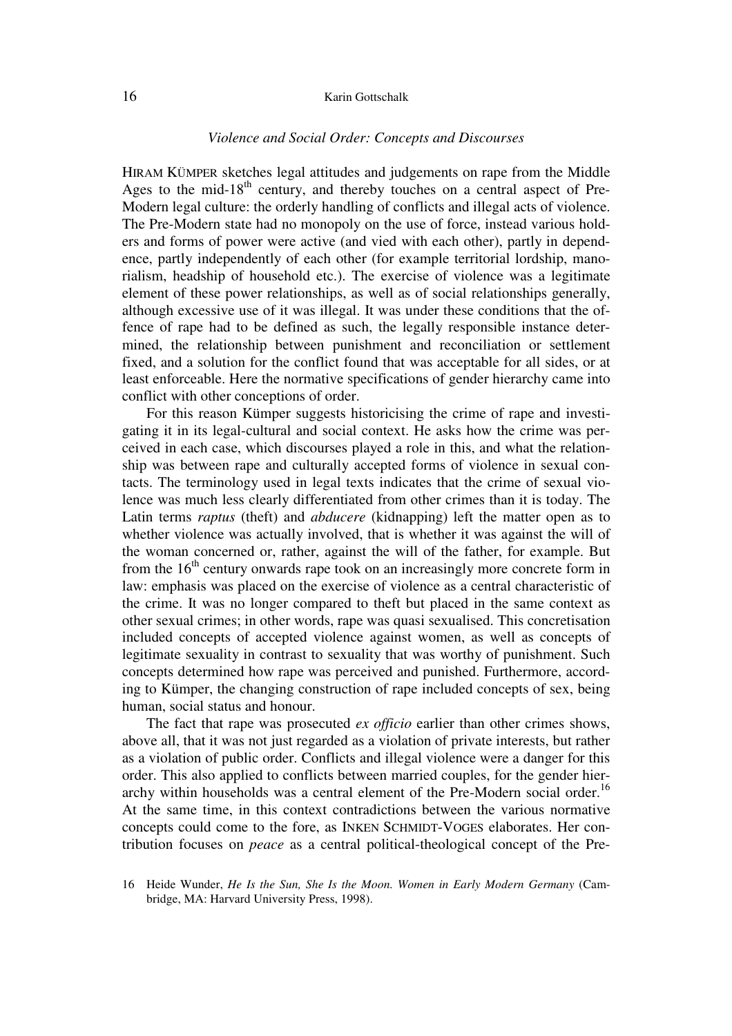### *Violence and Social Order: Concepts and Discourses*

HIRAM KÜMPER sketches legal attitudes and judgements on rape from the Middle Ages to the mid-18th century, and thereby touches on a central aspect of Pre-Modern legal culture: the orderly handling of conflicts and illegal acts of violence. The Pre-Modern state had no monopoly on the use of force, instead various holders and forms of power were active (and vied with each other), partly in dependence, partly independently of each other (for example territorial lordship, manorialism, headship of household etc.). The exercise of violence was a legitimate element of these power relationships, as well as of social relationships generally, although excessive use of it was illegal. It was under these conditions that the offence of rape had to be defined as such, the legally responsible instance determined, the relationship between punishment and reconciliation or settlement fixed, and a solution for the conflict found that was acceptable for all sides, or at least enforceable. Here the normative specifications of gender hierarchy came into conflict with other conceptions of order.

For this reason Kümper suggests historicising the crime of rape and investigating it in its legal-cultural and social context. He asks how the crime was perceived in each case, which discourses played a role in this, and what the relationship was between rape and culturally accepted forms of violence in sexual contacts. The terminology used in legal texts indicates that the crime of sexual violence was much less clearly differentiated from other crimes than it is today. The Latin terms *raptus* (theft) and *abducere* (kidnapping) left the matter open as to whether violence was actually involved, that is whether it was against the will of the woman concerned or, rather, against the will of the father, for example. But from the 16th century onwards rape took on an increasingly more concrete form in law: emphasis was placed on the exercise of violence as a central characteristic of the crime. It was no longer compared to theft but placed in the same context as other sexual crimes; in other words, rape was quasi sexualised. This concretisation included concepts of accepted violence against women, as well as concepts of legitimate sexuality in contrast to sexuality that was worthy of punishment. Such concepts determined how rape was perceived and punished. Furthermore, according to Kümper, the changing construction of rape included concepts of sex, being human, social status and honour.

The fact that rape was prosecuted *ex officio* earlier than other crimes shows, above all, that it was not just regarded as a violation of private interests, but rather as a violation of public order. Conflicts and illegal violence were a danger for this order. This also applied to conflicts between married couples, for the gender hierarchy within households was a central element of the Pre-Modern social order.[16] At the same time, in this context contradictions between the various normative concepts could come to the fore, as INKEN SCHMIDT-VOGES elaborates. Her contribution focuses on *peace* as a central political-theological concept of the Pre-

16 Heide Wunder, *He Is the Sun, She Is the Moon. Women in Early Modern Germany* (Cambridge, MA: Harvard University Press, 1998).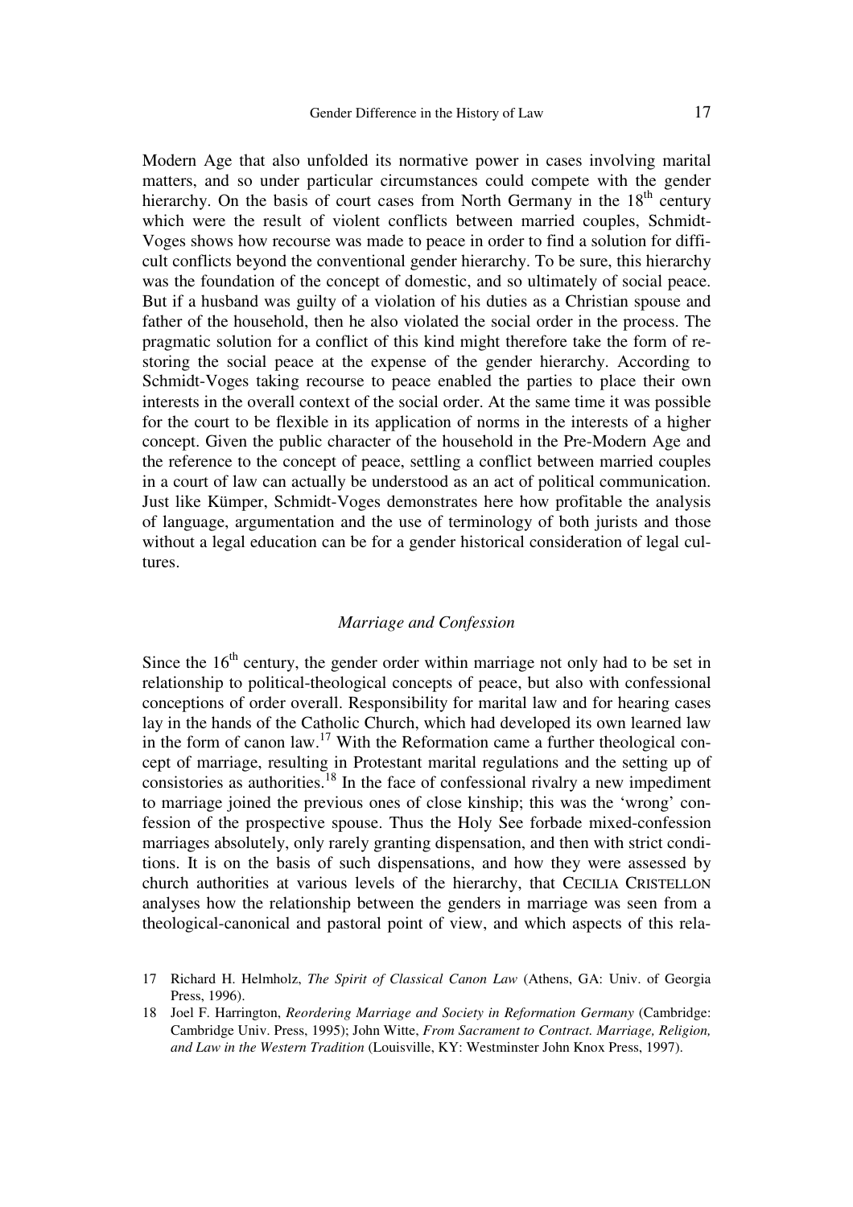Modern Age that also unfolded its normative power in cases involving marital matters, and so under particular circumstances could compete with the gender hierarchy. On the basis of court cases from North Germany in the 18th century which were the result of violent conflicts between married couples, Schmidt-Voges shows how recourse was made to peace in order to find a solution for difficult conflicts beyond the conventional gender hierarchy. To be sure, this hierarchy was the foundation of the concept of domestic, and so ultimately of social peace. But if a husband was guilty of a violation of his duties as a Christian spouse and father of the household, then he also violated the social order in the process. The pragmatic solution for a conflict of this kind might therefore take the form of restoring the social peace at the expense of the gender hierarchy. According to Schmidt-Voges taking recourse to peace enabled the parties to place their own interests in the overall context of the social order. At the same time it was possible for the court to be flexible in its application of norms in the interests of a higher concept. Given the public character of the household in the Pre-Modern Age and the reference to the concept of peace, settling a conflict between married couples in a court of law can actually be understood as an act of political communication. Just like Kümper, Schmidt-Voges demonstrates here how profitable the analysis of language, argumentation and the use of terminology of both jurists and those without a legal education can be for a gender historical consideration of legal cultures.

### *Marriage and Confession*

Since the 16th century, the gender order within marriage not only had to be set in relationship to political-theological concepts of peace, but also with confessional conceptions of order overall. Responsibility for marital law and for hearing cases lay in the hands of the Catholic Church, which had developed its own learned law in the form of canon law.[17] With the Reformation came a further theological concept of marriage, resulting in Protestant marital regulations and the setting up of consistories as authorities.[18] In the face of confessional rivalry a new impediment to marriage joined the previous ones of close kinship; this was the 'wrong' confession of the prospective spouse. Thus the Holy See forbade mixed-confession marriages absolutely, only rarely granting dispensation, and then with strict conditions. It is on the basis of such dispensations, and how they were assessed by church authorities at various levels of the hierarchy, that CECILIA CRISTELLON analyses how the relationship between the genders in marriage was seen from a theological-canonical and pastoral point of view, and which aspects of this rela-

17 Richard H. Helmholz, *The Spirit of Classical Canon Law* (Athens, GA: Univ. of Georgia Press, 1996).

18 Joel F. Harrington, *Reordering Marriage and Society in Reformation Germany* (Cambridge: Cambridge Univ. Press, 1995); John Witte, *From Sacrament to Contract. Marriage, Religion, and Law in the Western Tradition* (Louisville, KY: Westminster John Knox Press, 1997).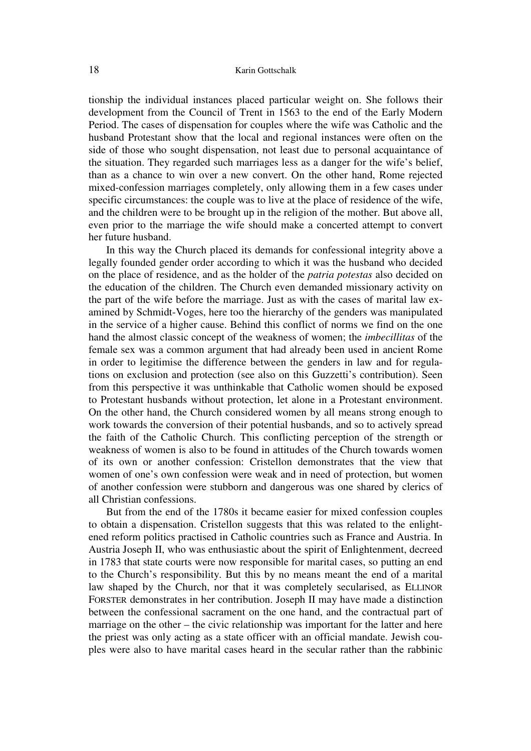tionship the individual instances placed particular weight on. She follows their development from the Council of Trent in 1563 to the end of the Early Modern Period. The cases of dispensation for couples where the wife was Catholic and the husband Protestant show that the local and regional instances were often on the side of those who sought dispensation, not least due to personal acquaintance of the situation. They regarded such marriages less as a danger for the wife's belief, than as a chance to win over a new convert. On the other hand, Rome rejected mixed-confession marriages completely, only allowing them in a few cases under specific circumstances: the couple was to live at the place of residence of the wife, and the children were to be brought up in the religion of the mother. But above all, even prior to the marriage the wife should make a concerted attempt to convert her future husband.

In this way the Church placed its demands for confessional integrity above a legally founded gender order according to which it was the husband who decided on the place of residence, and as the holder of the *patria potestas* also decided on the education of the children. The Church even demanded missionary activity on the part of the wife before the marriage. Just as with the cases of marital law examined by Schmidt-Voges, here too the hierarchy of the genders was manipulated in the service of a higher cause. Behind this conflict of norms we find on the one hand the almost classic concept of the weakness of women; the *imbecillitas* of the female sex was a common argument that had already been used in ancient Rome in order to legitimise the difference between the genders in law and for regulations on exclusion and protection (see also on this Guzzetti's contribution). Seen from this perspective it was unthinkable that Catholic women should be exposed to Protestant husbands without protection, let alone in a Protestant environment. On the other hand, the Church considered women by all means strong enough to work towards the conversion of their potential husbands, and so to actively spread the faith of the Catholic Church. This conflicting perception of the strength or weakness of women is also to be found in attitudes of the Church towards women of its own or another confession: Cristellon demonstrates that the view that women of one's own confession were weak and in need of protection, but women of another confession were stubborn and dangerous was one shared by clerics of all Christian confessions.

But from the end of the 1780s it became easier for mixed confession couples to obtain a dispensation. Cristellon suggests that this was related to the enlightened reform politics practised in Catholic countries such as France and Austria. In Austria Joseph II, who was enthusiastic about the spirit of Enlightenment, decreed in 1783 that state courts were now responsible for marital cases, so putting an end to the Church's responsibility. But this by no means meant the end of a marital law shaped by the Church, nor that it was completely secularised, as ELLINOR FORSTER demonstrates in her contribution. Joseph II may have made a distinction between the confessional sacrament on the one hand, and the contractual part of marriage on the other – the civic relationship was important for the latter and here the priest was only acting as a state officer with an official mandate. Jewish couples were also to have marital cases heard in the secular rather than the rabbinic